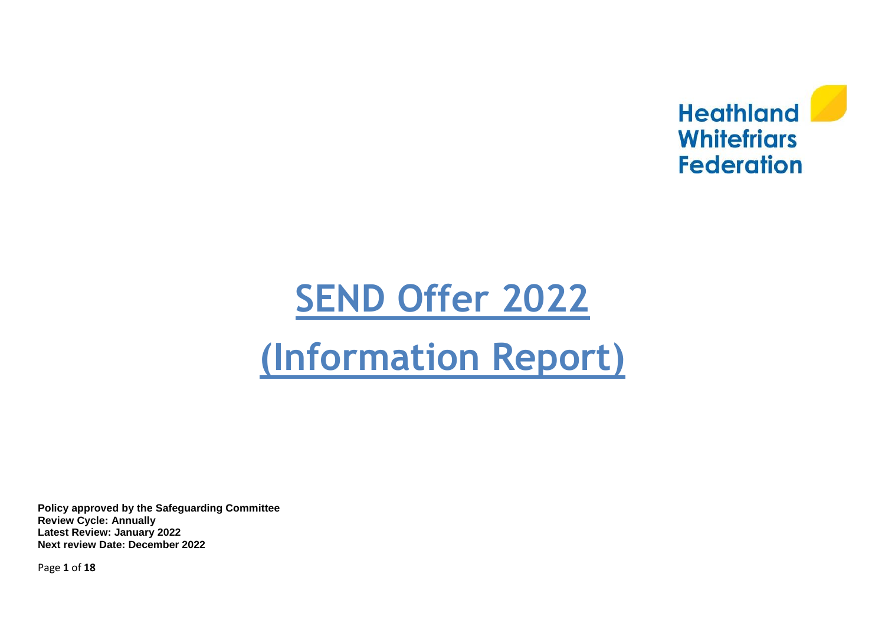Heathland Whitefriars Federation

# SEND Offer 2022

# (Information Report)

**Policy approved by the Safeguarding Committee**
**Review Cycle: Annually**
**Latest Review: January 2022**
**Next review Date: December 2022**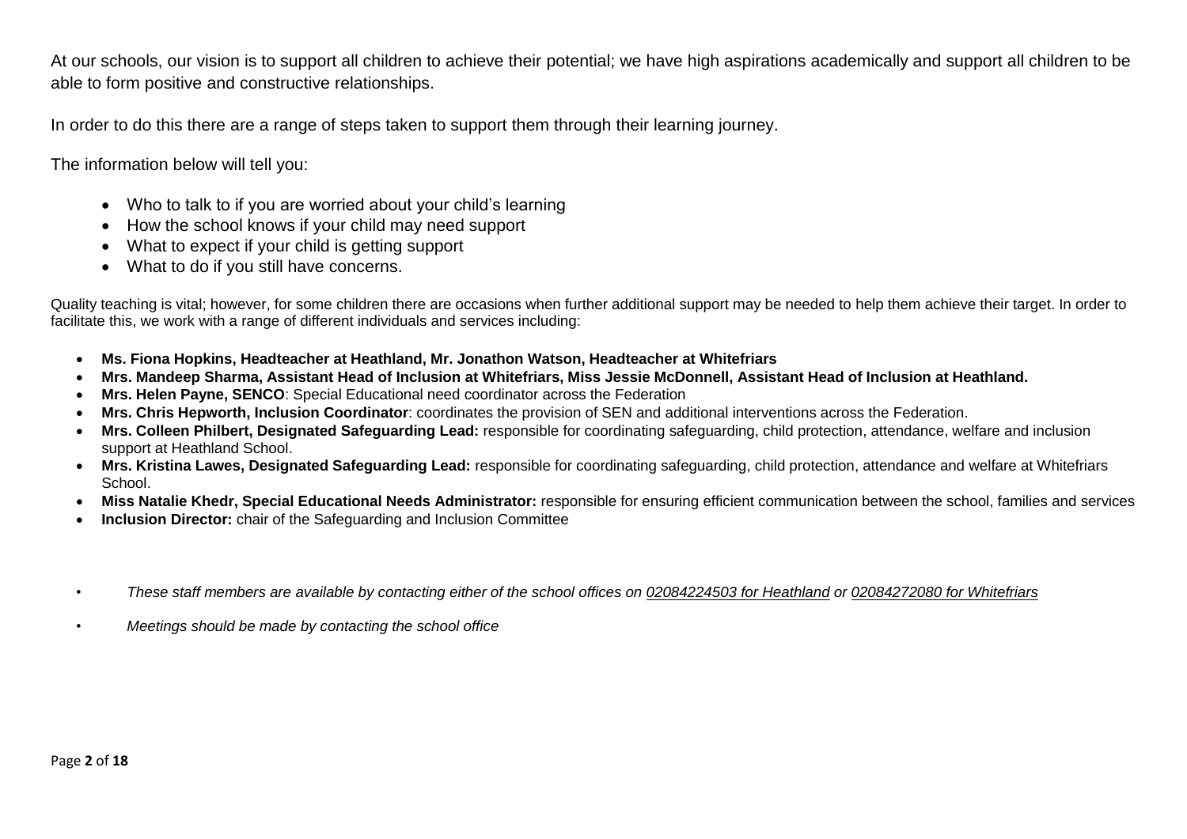At our schools, our vision is to support all children to achieve their potential; we have high aspirations academically and support all children to be able to form positive and constructive relationships.

In order to do this there are a range of steps taken to support them through their learning journey.

The information below will tell you:

- Who to talk to if you are worried about your child's learning
- How the school knows if your child may need support
- What to expect if your child is getting support
- What to do if you still have concerns.

Quality teaching is vital; however, for some children there are occasions when further additional support may be needed to help them achieve their target. In order to facilitate this, we work with a range of different individuals and services including:

- **Ms. Fiona Hopkins, Headteacher at Heathland, Mr. Jonathon Watson, Headteacher at Whitefriars**
- **Mrs. Mandeep Sharma, Assistant Head of Inclusion at Whitefriars, Miss Jessie McDonnell, Assistant Head of Inclusion at Heathland.**
- **Mrs. Helen Payne, SENCO**: Special Educational need coordinator across the Federation
- **Mrs. Chris Hepworth, Inclusion Coordinator**: coordinates the provision of SEN and additional interventions across the Federation.
- **Mrs. Colleen Philbert, Designated Safeguarding Lead:** responsible for coordinating safeguarding, child protection, attendance, welfare and inclusion support at Heathland School.
- **Mrs. Kristina Lawes, Designated Safeguarding Lead:** responsible for coordinating safeguarding, child protection, attendance and welfare at Whitefriars School.
- **Miss Natalie Khedr, Special Educational Needs Administrator:** responsible for ensuring efficient communication between the school, families and services
- **Inclusion Director:** chair of the Safeguarding and Inclusion Committee

- *These staff members are available by contacting either of the school offices on 02084224503 for Heathland or 02084272080 for Whitefriars*
- *Meetings should be made by contacting the school office*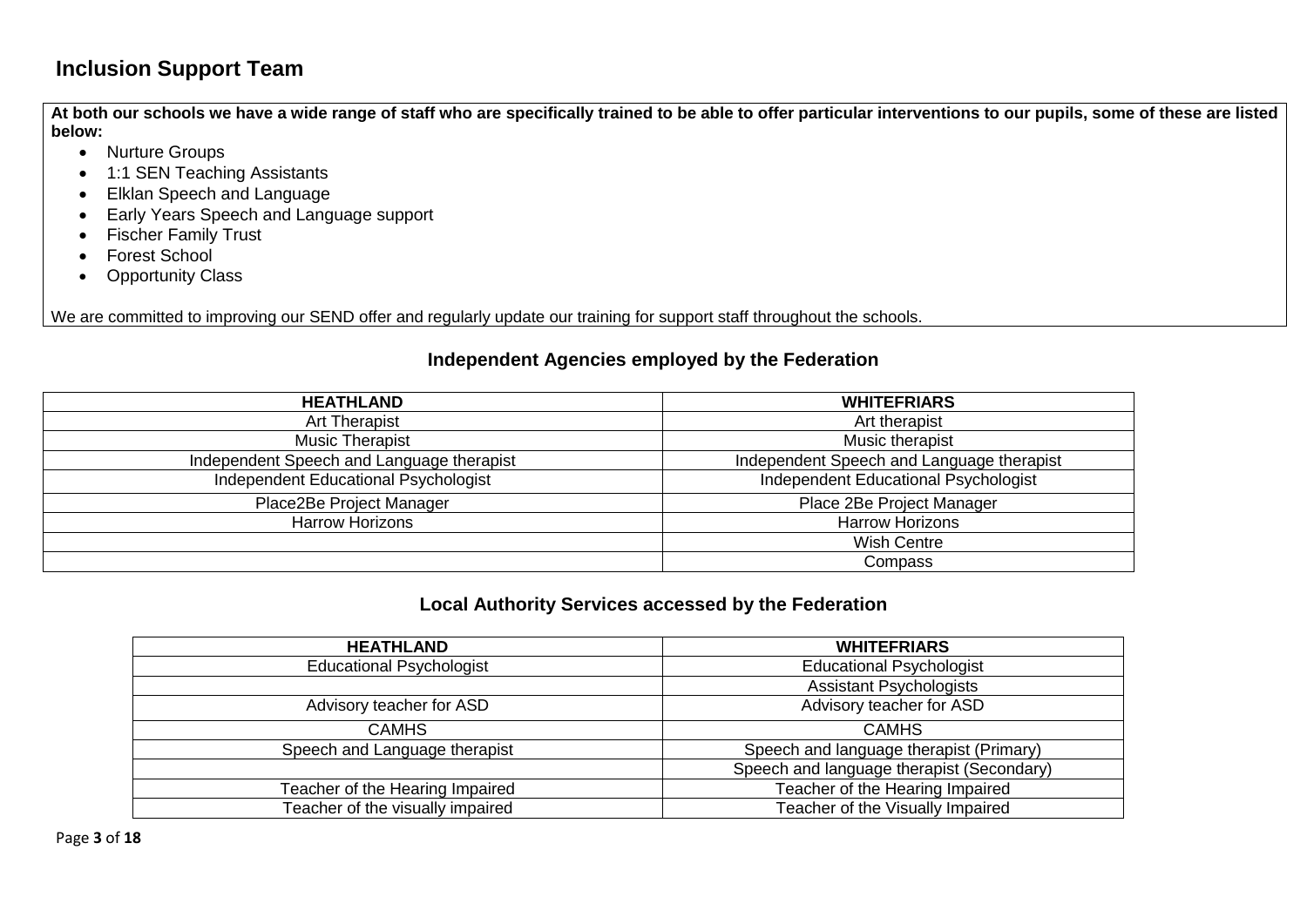## Inclusion Support Team

**At both our schools we have a wide range of staff who are specifically trained to be able to offer particular interventions to our pupils, some of these are listed below:**

- Nurture Groups
- 1:1 SEN Teaching Assistants
- Elklan Speech and Language
- Early Years Speech and Language support
- Fischer Family Trust
- Forest School
- Opportunity Class

We are committed to improving our SEND offer and regularly update our training for support staff throughout the schools.

### Independent Agencies employed by the Federation

| HEATHLAND | WHITEFRIARS |
| --- | --- |
| Art Therapist | Art therapist |
| Music Therapist | Music therapist |
| Independent Speech and Language therapist | Independent Speech and Language therapist |
| Independent Educational Psychologist | Independent Educational Psychologist |
| Place2Be Project Manager | Place 2Be Project Manager |
| Harrow Horizons | Harrow Horizons |
| | Wish Centre |
| | Compass |

### Local Authority Services accessed by the Federation

| HEATHLAND | WHITEFRIARS |
| --- | --- |
| Educational Psychologist | Educational Psychologist |
| | Assistant Psychologists |
| Advisory teacher for ASD | Advisory teacher for ASD |
| CAMHS | CAMHS |
| Speech and Language therapist | Speech and language therapist (Primary) |
| | Speech and language therapist (Secondary) |
| Teacher of the Hearing Impaired | Teacher of the Hearing Impaired |
| Teacher of the visually impaired | Teacher of the Visually Impaired |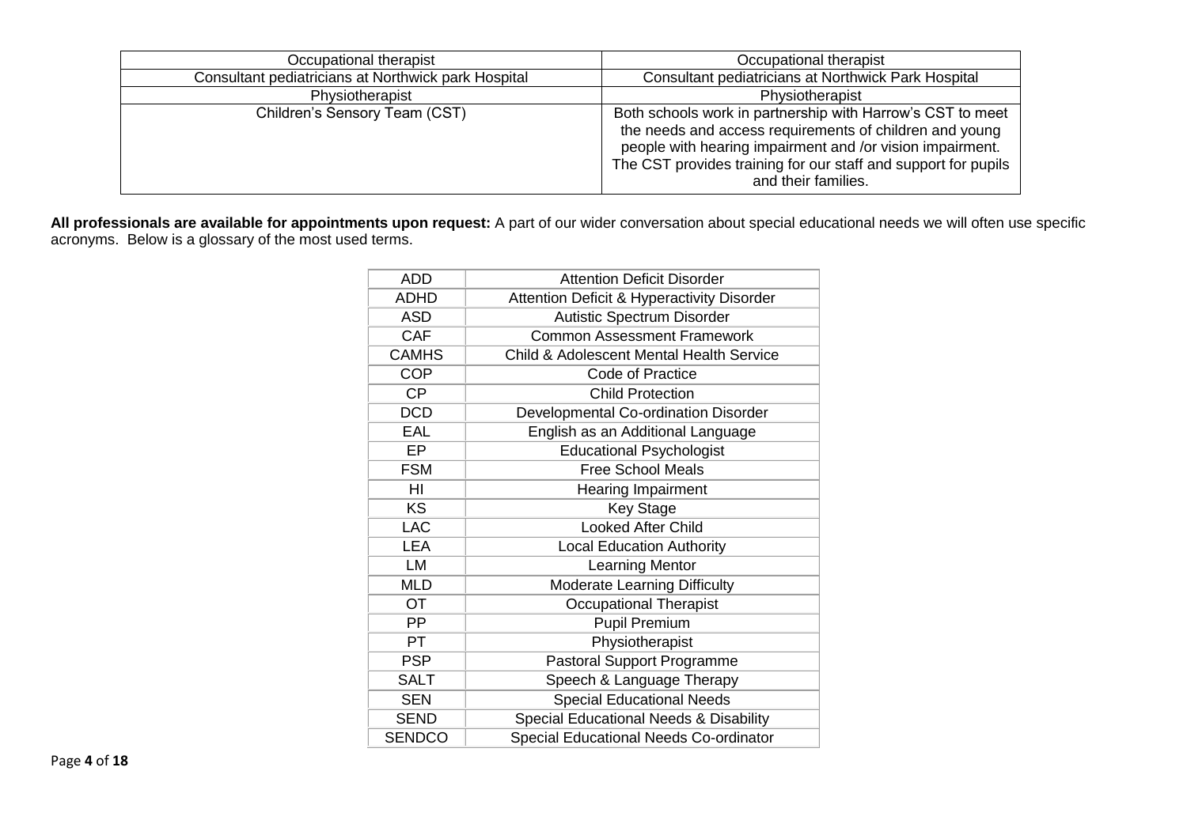| Occupational therapist | Occupational therapist |
|---|---|
| Consultant pediatricians at Northwick park Hospital | Consultant pediatricians at Northwick Park Hospital |
| Physiotherapist | Physiotherapist |
| Children's Sensory Team (CST) | Both schools work in partnership with Harrow's CST to meet the needs and access requirements of children and young people with hearing impairment and /or vision impairment. The CST provides training for our staff and support for pupils and their families. |

**All professionals are available for appointments upon request:** A part of our wider conversation about special educational needs we will often use specific acronyms. Below is a glossary of the most used terms.

| ADD | Attention Deficit Disorder |
|---|---|
| ADHD | Attention Deficit & Hyperactivity Disorder |
| ASD | Autistic Spectrum Disorder |
| CAF | Common Assessment Framework |
| CAMHS | Child & Adolescent Mental Health Service |
| COP | Code of Practice |
| CP | Child Protection |
| DCD | Developmental Co-ordination Disorder |
| EAL | English as an Additional Language |
| EP | Educational Psychologist |
| FSM | Free School Meals |
| HI | Hearing Impairment |
| KS | Key Stage |
| LAC | Looked After Child |
| LEA | Local Education Authority |
| LM | Learning Mentor |
| MLD | Moderate Learning Difficulty |
| OT | Occupational Therapist |
| PP | Pupil Premium |
| PT | Physiotherapist |
| PSP | Pastoral Support Programme |
| SALT | Speech & Language Therapy |
| SEN | Special Educational Needs |
| SEND | Special Educational Needs & Disability |
| SENDCO | Special Educational Needs Co-ordinator |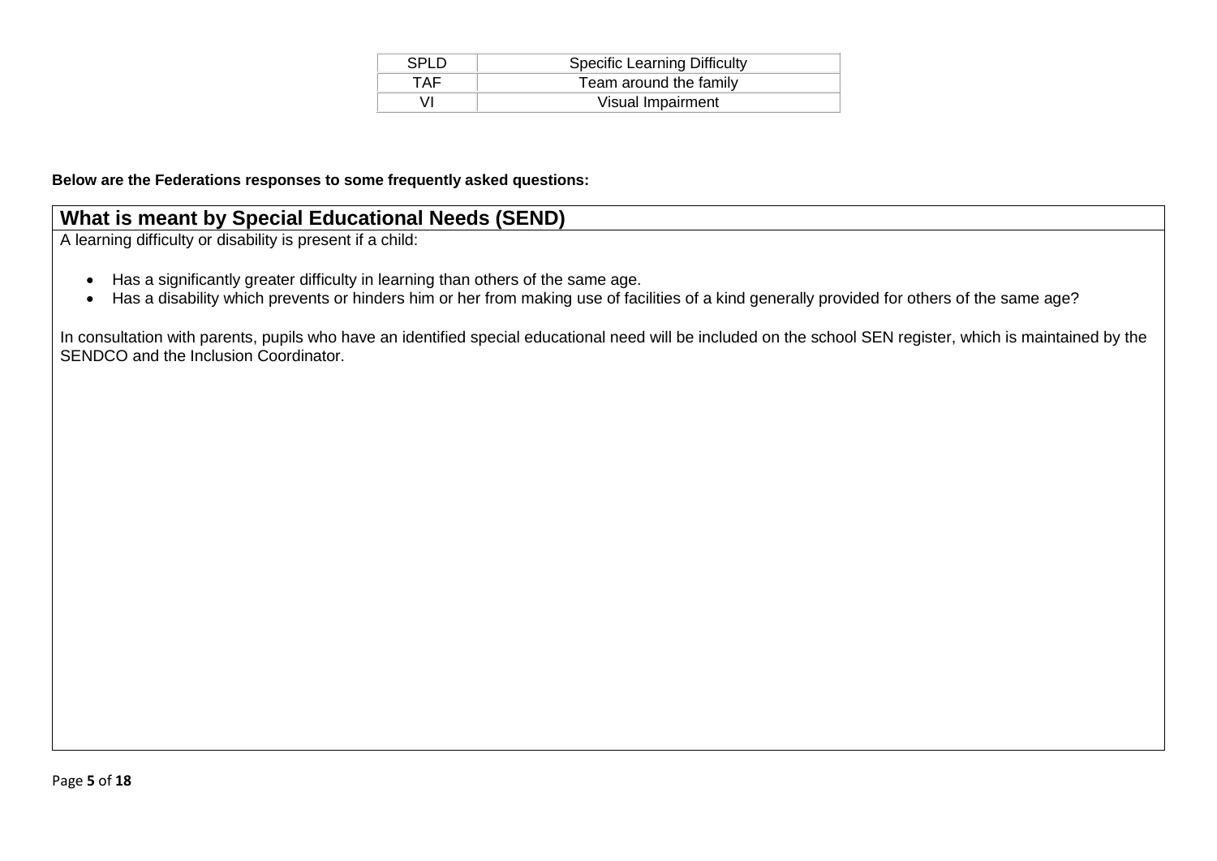| SPLD | Specific Learning Difficulty |
| --- | --- |
| TAF | Team around the family |
| VI | Visual Impairment |

**Below are the Federations responses to some frequently asked questions:**

## What is meant by Special Educational Needs (SEND)

A learning difficulty or disability is present if a child:

- Has a significantly greater difficulty in learning than others of the same age.
- Has a disability which prevents or hinders him or her from making use of facilities of a kind generally provided for others of the same age?

In consultation with parents, pupils who have an identified special educational need will be included on the school SEN register, which is maintained by the SENDCO and the Inclusion Coordinator.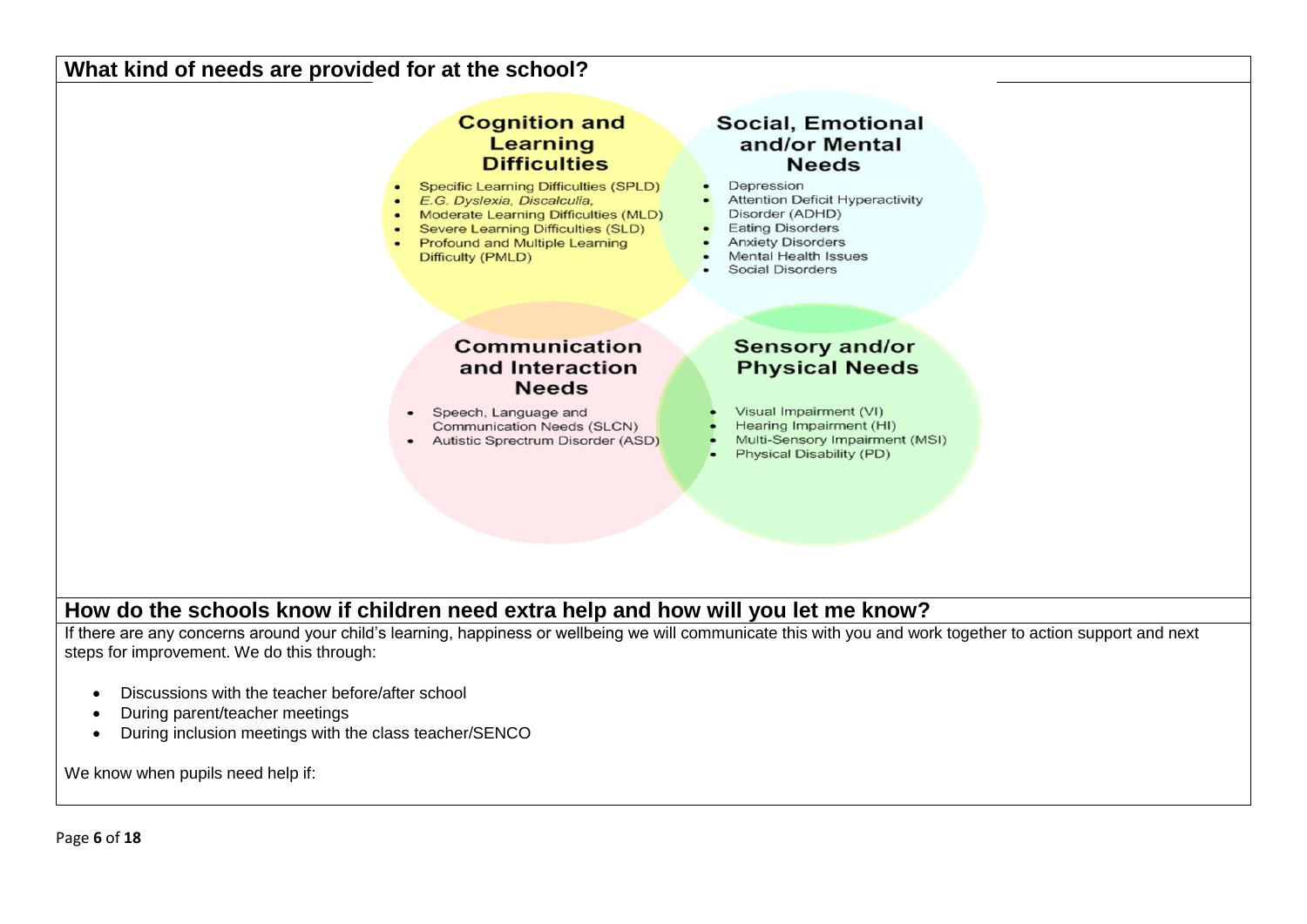## What kind of needs are provided for at the school?

**Cognition and Learning Difficulties**

- Specific Learning Difficulties (SPLD)
- *E.G. Dyslexia, Discalculia,*
- Moderate Learning Difficulties (MLD)
- Severe Learning Difficulties (SLD)
- Profound and Multiple Learning Difficulty (PMLD)

**Social, Emotional and/or Mental Needs**

- Depression
- Attention Deficit Hyperactivity Disorder (ADHD)
- Eating Disorders
- Anxiety Disorders
- Mental Health Issues
- Social Disorders

**Communication and Interaction Needs**

- Speech, Language and Communication Needs (SLCN)
- Autistic Sprectrum Disorder (ASD)

**Sensory and/or Physical Needs**

- Visual Impairment (VI)
- Hearing Impairment (HI)
- Multi-Sensory Impairment (MSI)
- Physical Disability (PD)

## How do the schools know if children need extra help and how will you let me know?

If there are any concerns around your child's learning, happiness or wellbeing we will communicate this with you and work together to action support and next steps for improvement. We do this through:

- Discussions with the teacher before/after school
- During parent/teacher meetings
- During inclusion meetings with the class teacher/SENCO

We know when pupils need help if: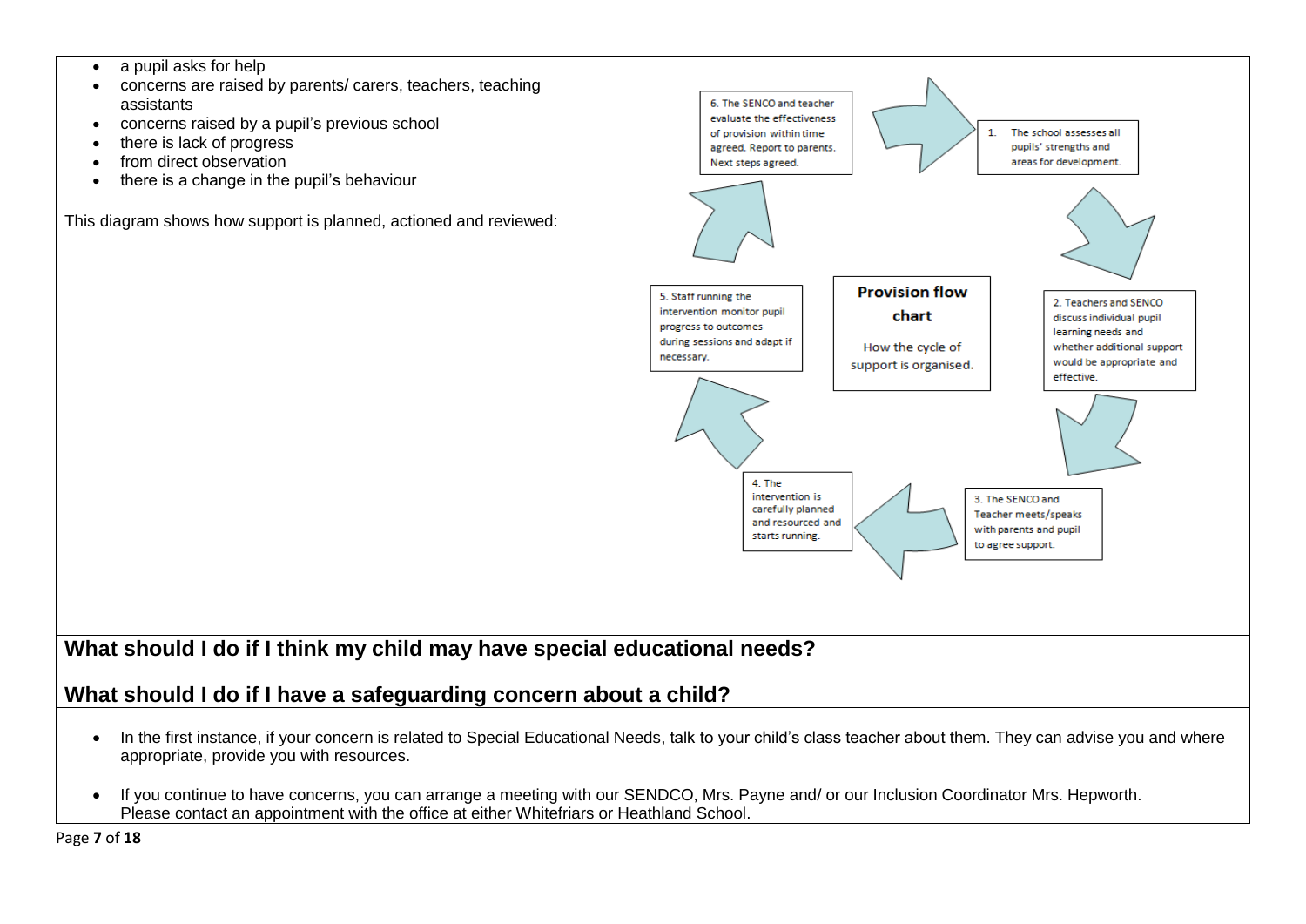- a pupil asks for help
- concerns are raised by parents/ carers, teachers, teaching assistants
- concerns raised by a pupil's previous school
- there is lack of progress
- from direct observation
- there is a change in the pupil's behaviour

This diagram shows how support is planned, actioned and reviewed:

**Provision flow chart**

How the cycle of support is organised.

1. The school assesses all pupils' strengths and areas for development.
2. Teachers and SENCO discuss individual pupil learning needs and whether additional support would be appropriate and effective.
3. The SENCO and Teacher meets/speaks with parents and pupil to agree support.
4. The intervention is carefully planned and resourced and starts running.
5. Staff running the intervention monitor pupil progress to outcomes during sessions and adapt if necessary.
6. The SENCO and teacher evaluate the effectiveness of provision within time agreed. Report to parents. Next steps agreed.

## What should I do if I think my child may have special educational needs?

## What should I do if I have a safeguarding concern about a child?

- In the first instance, if your concern is related to Special Educational Needs, talk to your child's class teacher about them. They can advise you and where appropriate, provide you with resources.
- If you continue to have concerns, you can arrange a meeting with our SENDCO, Mrs. Payne and/ or our Inclusion Coordinator Mrs. Hepworth. Please contact an appointment with the office at either Whitefriars or Heathland School.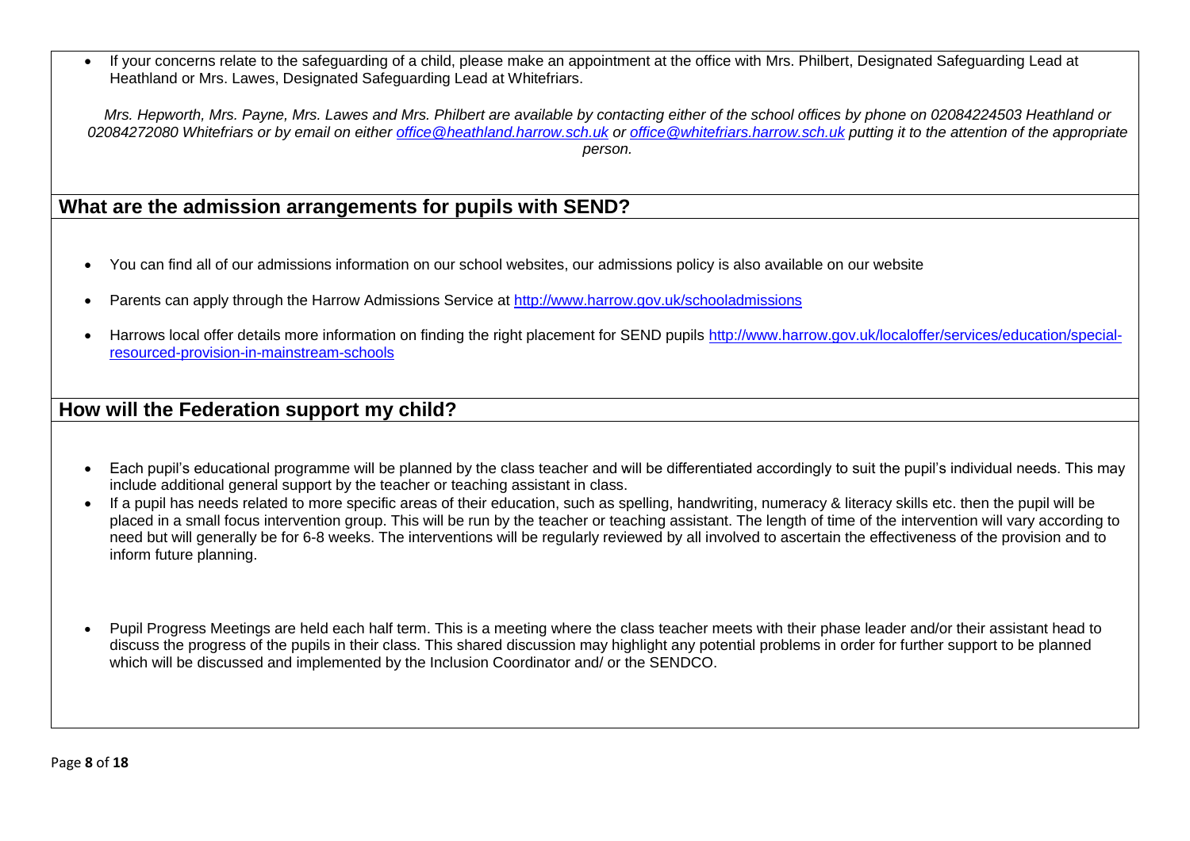- If your concerns relate to the safeguarding of a child, please make an appointment at the office with Mrs. Philbert, Designated Safeguarding Lead at Heathland or Mrs. Lawes, Designated Safeguarding Lead at Whitefriars.

*Mrs. Hepworth, Mrs. Payne, Mrs. Lawes and Mrs. Philbert are available by contacting either of the school offices by phone on 02084224503 Heathland or 02084272080 Whitefriars or by email on either [office@heathland.harrow.sch.uk](mailto:office@heathland.harrow.sch.uk) or [office@whitefriars.harrow.sch.uk](mailto:office@whitefriars.harrow.sch.uk) putting it to the attention of the appropriate person.*

## What are the admission arrangements for pupils with SEND?

- You can find all of our admissions information on our school websites, our admissions policy is also available on our website
- Parents can apply through the Harrow Admissions Service at [http://www.harrow.gov.uk/schooladmissions](http://www.harrow.gov.uk/schooladmissions)
- Harrows local offer details more information on finding the right placement for SEND pupils [http://www.harrow.gov.uk/localoffer/services/education/special-resourced-provision-in-mainstream-schools](http://www.harrow.gov.uk/localoffer/services/education/special-resourced-provision-in-mainstream-schools)

## How will the Federation support my child?

- Each pupil's educational programme will be planned by the class teacher and will be differentiated accordingly to suit the pupil's individual needs. This may include additional general support by the teacher or teaching assistant in class.
- If a pupil has needs related to more specific areas of their education, such as spelling, handwriting, numeracy & literacy skills etc. then the pupil will be placed in a small focus intervention group. This will be run by the teacher or teaching assistant. The length of time of the intervention will vary according to need but will generally be for 6-8 weeks. The interventions will be regularly reviewed by all involved to ascertain the effectiveness of the provision and to inform future planning.
- Pupil Progress Meetings are held each half term. This is a meeting where the class teacher meets with their phase leader and/or their assistant head to discuss the progress of the pupils in their class. This shared discussion may highlight any potential problems in order for further support to be planned which will be discussed and implemented by the Inclusion Coordinator and/ or the SENDCO.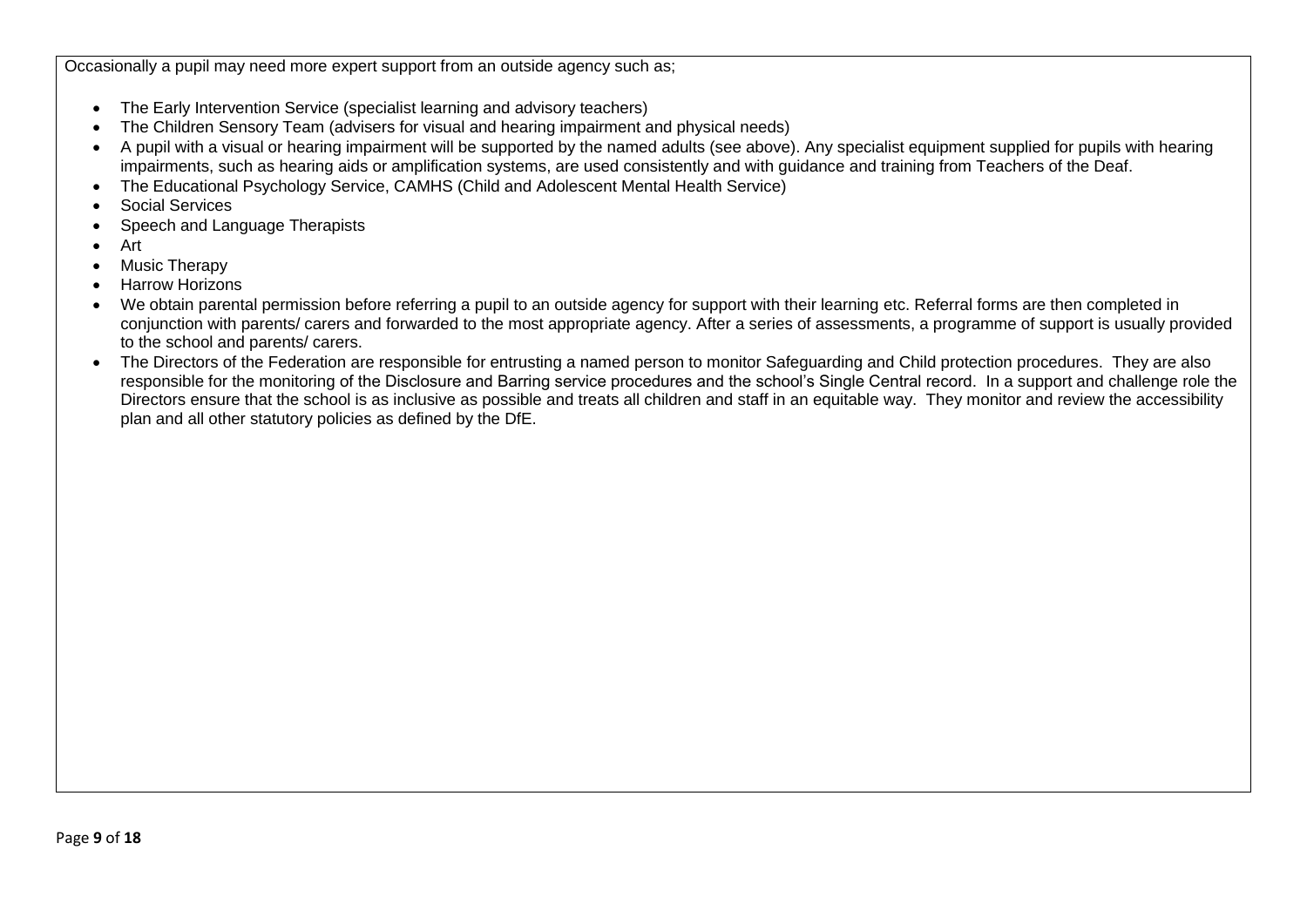Occasionally a pupil may need more expert support from an outside agency such as;

- The Early Intervention Service (specialist learning and advisory teachers)
- The Children Sensory Team (advisers for visual and hearing impairment and physical needs)
- A pupil with a visual or hearing impairment will be supported by the named adults (see above). Any specialist equipment supplied for pupils with hearing impairments, such as hearing aids or amplification systems, are used consistently and with guidance and training from Teachers of the Deaf.
- The Educational Psychology Service, CAMHS (Child and Adolescent Mental Health Service)
- Social Services
- Speech and Language Therapists
- Art
- Music Therapy
- Harrow Horizons
- We obtain parental permission before referring a pupil to an outside agency for support with their learning etc. Referral forms are then completed in conjunction with parents/ carers and forwarded to the most appropriate agency. After a series of assessments, a programme of support is usually provided to the school and parents/ carers.
- The Directors of the Federation are responsible for entrusting a named person to monitor Safeguarding and Child protection procedures. They are also responsible for the monitoring of the Disclosure and Barring service procedures and the school's Single Central record. In a support and challenge role the Directors ensure that the school is as inclusive as possible and treats all children and staff in an equitable way. They monitor and review the accessibility plan and all other statutory policies as defined by the DfE.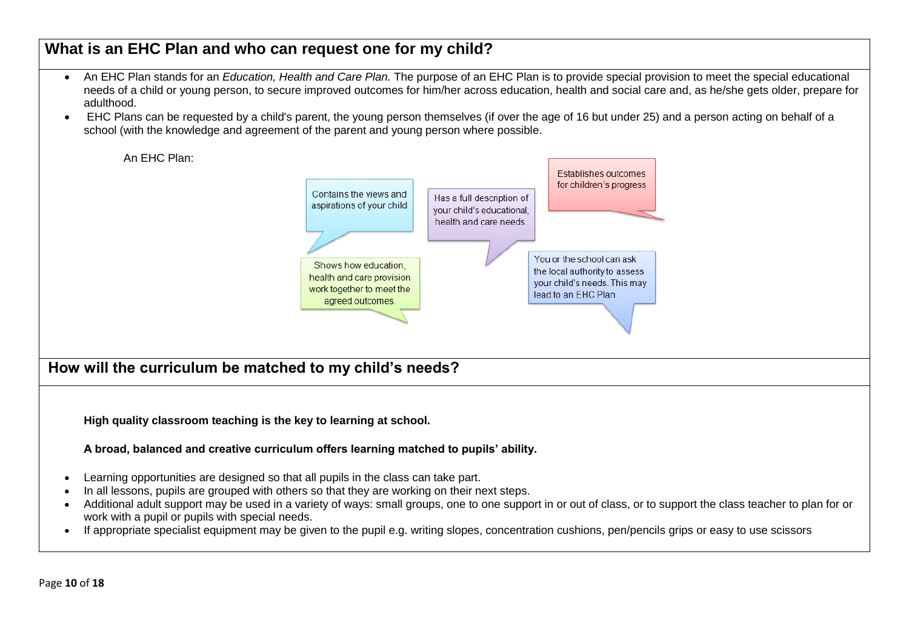## What is an EHC Plan and who can request one for my child?

- An EHC Plan stands for an *Education, Health and Care Plan.* The purpose of an EHC Plan is to provide special provision to meet the special educational needs of a child or young person, to secure improved outcomes for him/her across education, health and social care and, as he/she gets older, prepare for adulthood.
- EHC Plans can be requested by a child's parent, the young person themselves (if over the age of 16 but under 25) and a person acting on behalf of a school (with the knowledge and agreement of the parent and young person where possible.

An EHC Plan:

- Contains the views and aspirations of your child
- Has a full description of your child's educational, health and care needs.
- Establishes outcomes for children's progress
- Shows how education, health and care provision work together to meet the agreed outcomes.
- You or the school can ask the local authority to assess your child's needs. This may lead to an EHC Plan.

## How will the curriculum be matched to my child's needs?

**High quality classroom teaching is the key to learning at school.**

**A broad, balanced and creative curriculum offers learning matched to pupils' ability.**

- Learning opportunities are designed so that all pupils in the class can take part.
- In all lessons, pupils are grouped with others so that they are working on their next steps.
- Additional adult support may be used in a variety of ways: small groups, one to one support in or out of class, or to support the class teacher to plan for or work with a pupil or pupils with special needs.
- If appropriate specialist equipment may be given to the pupil e.g. writing slopes, concentration cushions, pen/pencils grips or easy to use scissors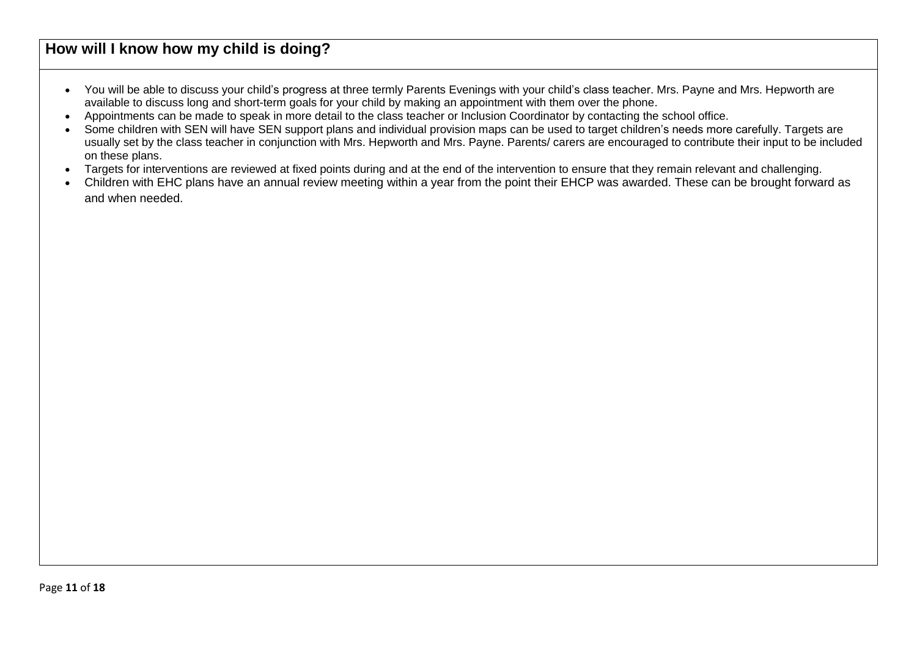## How will I know how my child is doing?

- You will be able to discuss your child's progress at three termly Parents Evenings with your child's class teacher. Mrs. Payne and Mrs. Hepworth are available to discuss long and short-term goals for your child by making an appointment with them over the phone.
- Appointments can be made to speak in more detail to the class teacher or Inclusion Coordinator by contacting the school office.
- Some children with SEN will have SEN support plans and individual provision maps can be used to target children's needs more carefully. Targets are usually set by the class teacher in conjunction with Mrs. Hepworth and Mrs. Payne. Parents/ carers are encouraged to contribute their input to be included on these plans.
- Targets for interventions are reviewed at fixed points during and at the end of the intervention to ensure that they remain relevant and challenging.
- Children with EHC plans have an annual review meeting within a year from the point their EHCP was awarded. These can be brought forward as and when needed.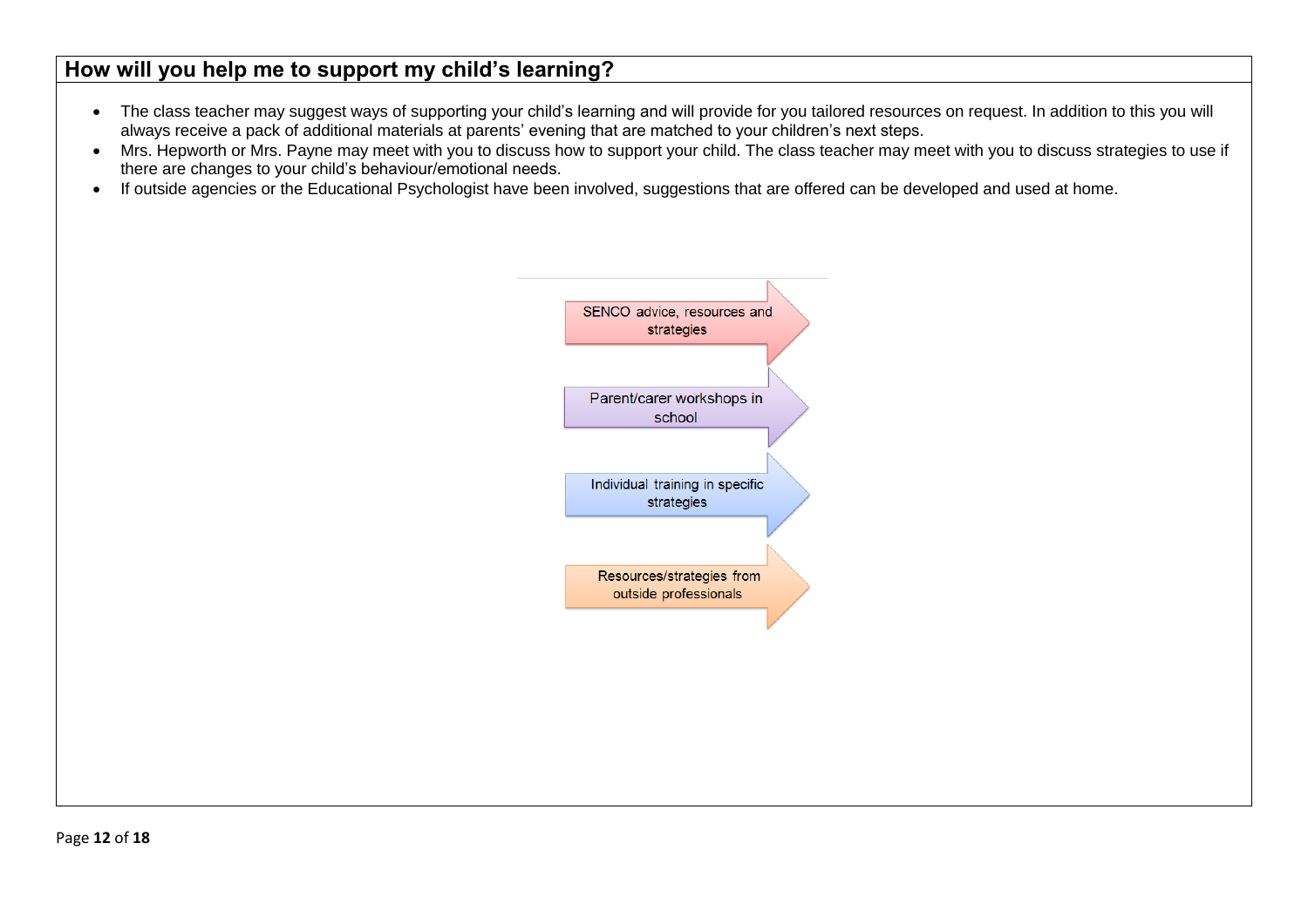## How will you help me to support my child's learning?

- The class teacher may suggest ways of supporting your child's learning and will provide for you tailored resources on request. In addition to this you will always receive a pack of additional materials at parents' evening that are matched to your children's next steps.
- Mrs. Hepworth or Mrs. Payne may meet with you to discuss how to support your child. The class teacher may meet with you to discuss strategies to use if there are changes to your child's behaviour/emotional needs.
- If outside agencies or the Educational Psychologist have been involved, suggestions that are offered can be developed and used at home.

- SENCO advice, resources and strategies
- Parent/carer workshops in school
- Individual training in specific strategies
- Resources/strategies from outside professionals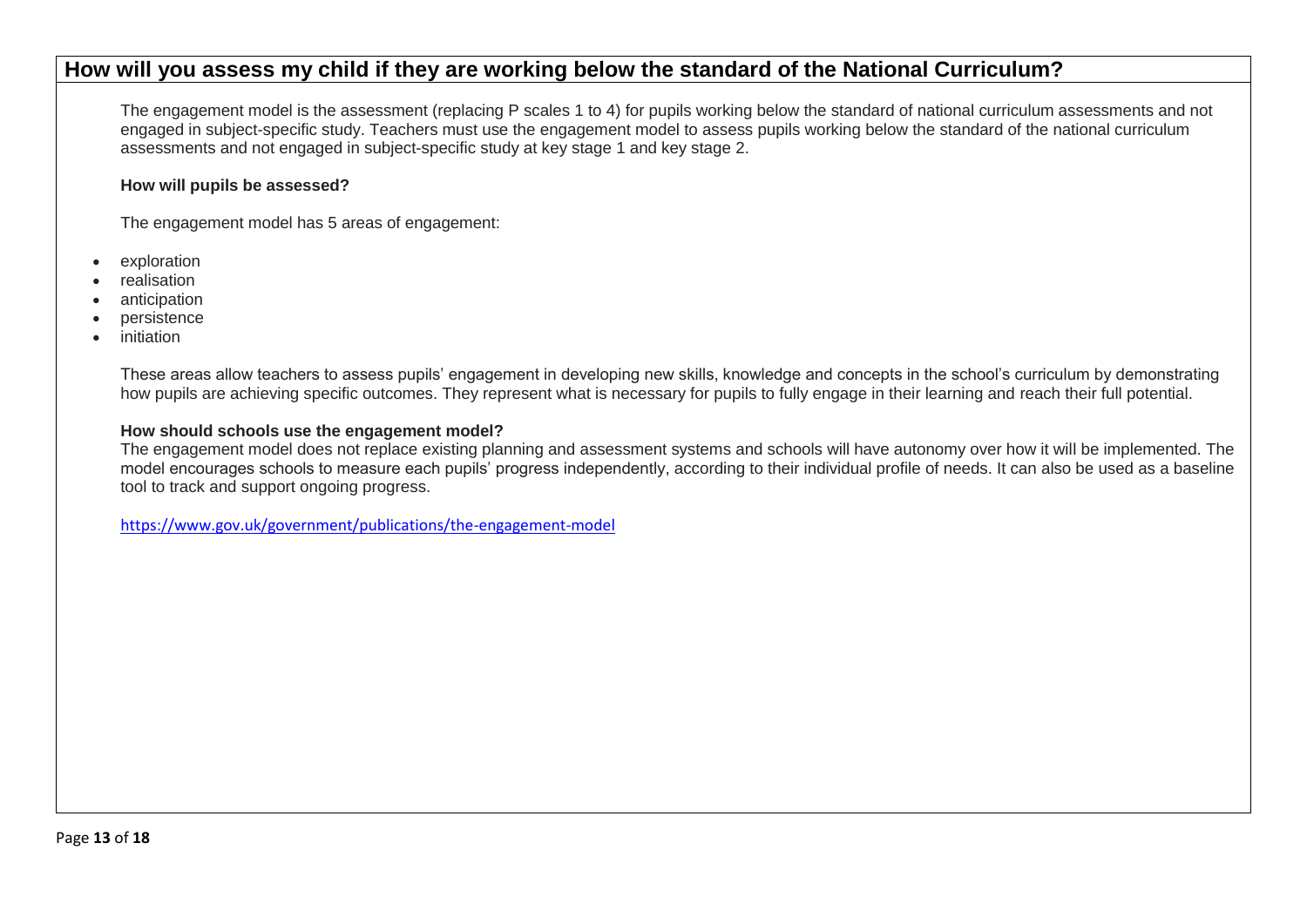## How will you assess my child if they are working below the standard of the National Curriculum?

The engagement model is the assessment (replacing P scales 1 to 4) for pupils working below the standard of national curriculum assessments and not engaged in subject-specific study. Teachers must use the engagement model to assess pupils working below the standard of the national curriculum assessments and not engaged in subject-specific study at key stage 1 and key stage 2.

**How will pupils be assessed?**

The engagement model has 5 areas of engagement:

- exploration
- realisation
- anticipation
- persistence
- initiation

These areas allow teachers to assess pupils' engagement in developing new skills, knowledge and concepts in the school's curriculum by demonstrating how pupils are achieving specific outcomes. They represent what is necessary for pupils to fully engage in their learning and reach their full potential.

**How should schools use the engagement model?**

The engagement model does not replace existing planning and assessment systems and schools will have autonomy over how it will be implemented. The model encourages schools to measure each pupils' progress independently, according to their individual profile of needs. It can also be used as a baseline tool to track and support ongoing progress.

https://www.gov.uk/government/publications/the-engagement-model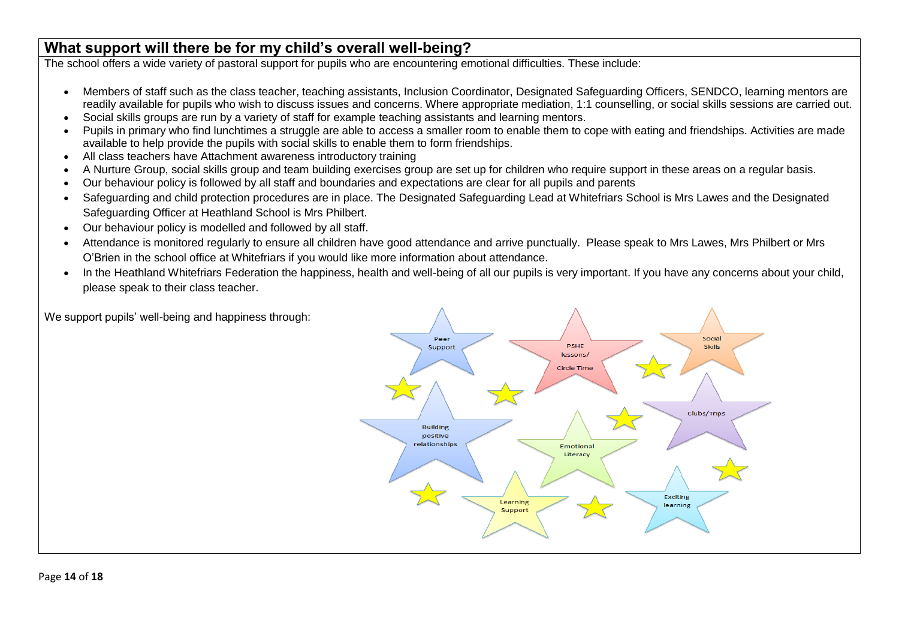## What support will there be for my child's overall well-being?

The school offers a wide variety of pastoral support for pupils who are encountering emotional difficulties. These include:

- Members of staff such as the class teacher, teaching assistants, Inclusion Coordinator, Designated Safeguarding Officers, SENDCO, learning mentors are readily available for pupils who wish to discuss issues and concerns. Where appropriate mediation, 1:1 counselling, or social skills sessions are carried out.
- Social skills groups are run by a variety of staff for example teaching assistants and learning mentors.
- Pupils in primary who find lunchtimes a struggle are able to access a smaller room to enable them to cope with eating and friendships. Activities are made available to help provide the pupils with social skills to enable them to form friendships.
- All class teachers have Attachment awareness introductory training
- A Nurture Group, social skills group and team building exercises group are set up for children who require support in these areas on a regular basis.
- Our behaviour policy is followed by all staff and boundaries and expectations are clear for all pupils and parents
- Safeguarding and child protection procedures are in place. The Designated Safeguarding Lead at Whitefriars School is Mrs Lawes and the Designated Safeguarding Officer at Heathland School is Mrs Philbert.
- Our behaviour policy is modelled and followed by all staff.
- Attendance is monitored regularly to ensure all children have good attendance and arrive punctually. Please speak to Mrs Lawes, Mrs Philbert or Mrs O'Brien in the school office at Whitefriars if you would like more information about attendance.
- In the Heathland Whitefriars Federation the happiness, health and well-being of all our pupils is very important. If you have any concerns about your child, please speak to their class teacher.

We support pupils' well-being and happiness through:

- Peer Support
- PSHE lessons/ Circle Time
- Social Skills
- Building positive relationships
- Clubs/Trips
- Emotional Literacy
- Learning Support
- Exciting learning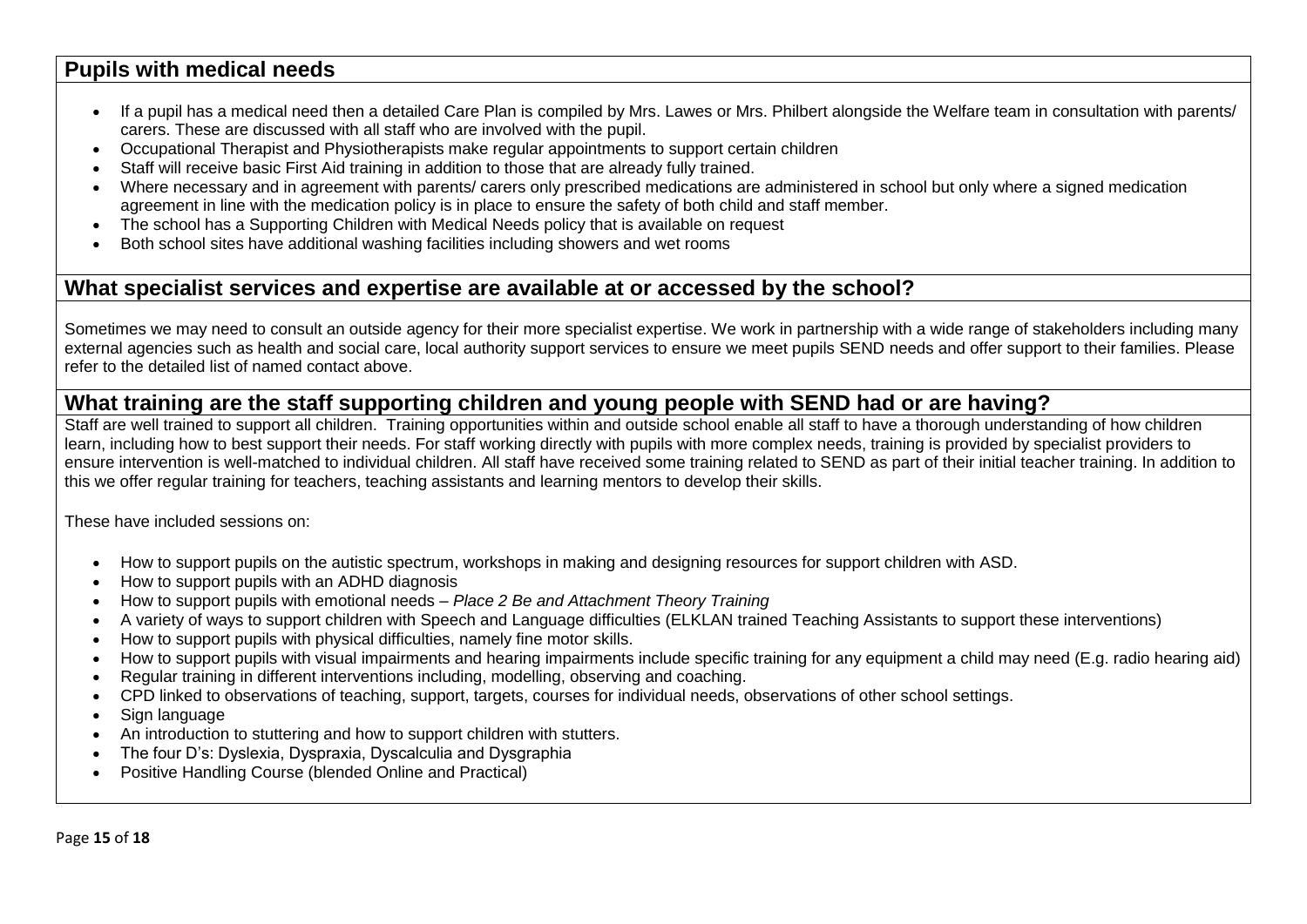## Pupils with medical needs

- If a pupil has a medical need then a detailed Care Plan is compiled by Mrs. Lawes or Mrs. Philbert alongside the Welfare team in consultation with parents/ carers. These are discussed with all staff who are involved with the pupil.
- Occupational Therapist and Physiotherapists make regular appointments to support certain children
- Staff will receive basic First Aid training in addition to those that are already fully trained.
- Where necessary and in agreement with parents/ carers only prescribed medications are administered in school but only where a signed medication agreement in line with the medication policy is in place to ensure the safety of both child and staff member.
- The school has a Supporting Children with Medical Needs policy that is available on request
- Both school sites have additional washing facilities including showers and wet rooms

## What specialist services and expertise are available at or accessed by the school?

Sometimes we may need to consult an outside agency for their more specialist expertise. We work in partnership with a wide range of stakeholders including many external agencies such as health and social care, local authority support services to ensure we meet pupils SEND needs and offer support to their families. Please refer to the detailed list of named contact above.

## What training are the staff supporting children and young people with SEND had or are having?

Staff are well trained to support all children. Training opportunities within and outside school enable all staff to have a thorough understanding of how children learn, including how to best support their needs. For staff working directly with pupils with more complex needs, training is provided by specialist providers to ensure intervention is well-matched to individual children. All staff have received some training related to SEND as part of their initial teacher training. In addition to this we offer regular training for teachers, teaching assistants and learning mentors to develop their skills.

These have included sessions on:

- How to support pupils on the autistic spectrum, workshops in making and designing resources for support children with ASD.
- How to support pupils with an ADHD diagnosis
- How to support pupils with emotional needs – *Place 2 Be and Attachment Theory Training*
- A variety of ways to support children with Speech and Language difficulties (ELKLAN trained Teaching Assistants to support these interventions)
- How to support pupils with physical difficulties, namely fine motor skills.
- How to support pupils with visual impairments and hearing impairments include specific training for any equipment a child may need (E.g. radio hearing aid)
- Regular training in different interventions including, modelling, observing and coaching.
- CPD linked to observations of teaching, support, targets, courses for individual needs, observations of other school settings.
- Sign language
- An introduction to stuttering and how to support children with stutters.
- The four D's: Dyslexia, Dyspraxia, Dyscalculia and Dysgraphia
- Positive Handling Course (blended Online and Practical)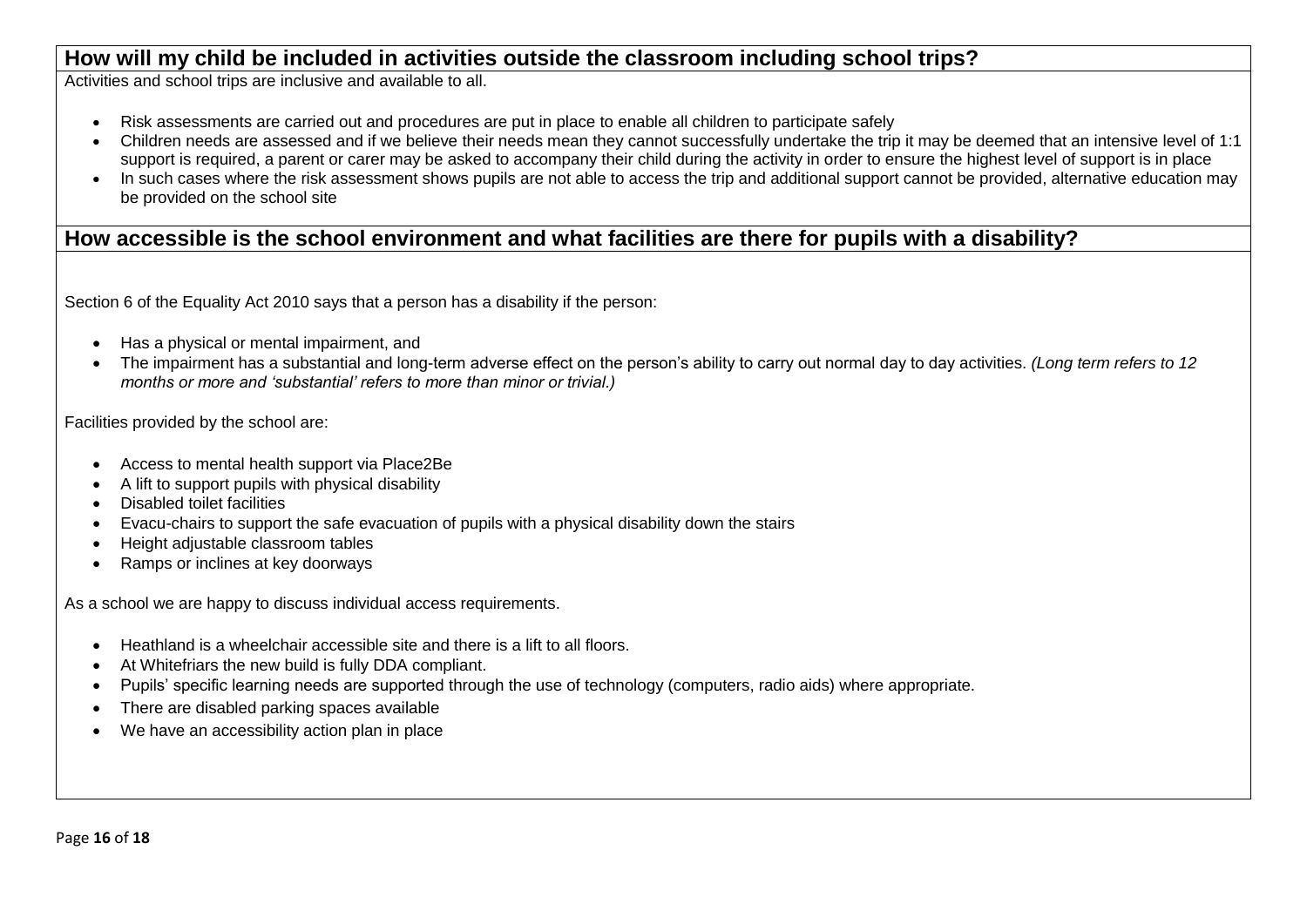## How will my child be included in activities outside the classroom including school trips?

Activities and school trips are inclusive and available to all.

- Risk assessments are carried out and procedures are put in place to enable all children to participate safely
- Children needs are assessed and if we believe their needs mean they cannot successfully undertake the trip it may be deemed that an intensive level of 1:1 support is required, a parent or carer may be asked to accompany their child during the activity in order to ensure the highest level of support is in place
- In such cases where the risk assessment shows pupils are not able to access the trip and additional support cannot be provided, alternative education may be provided on the school site

## How accessible is the school environment and what facilities are there for pupils with a disability?

Section 6 of the Equality Act 2010 says that a person has a disability if the person:

- Has a physical or mental impairment, and
- The impairment has a substantial and long-term adverse effect on the person's ability to carry out normal day to day activities. *(Long term refers to 12 months or more and 'substantial' refers to more than minor or trivial.)*

Facilities provided by the school are:

- Access to mental health support via Place2Be
- A lift to support pupils with physical disability
- Disabled toilet facilities
- Evacu-chairs to support the safe evacuation of pupils with a physical disability down the stairs
- Height adjustable classroom tables
- Ramps or inclines at key doorways

As a school we are happy to discuss individual access requirements.

- Heathland is a wheelchair accessible site and there is a lift to all floors.
- At Whitefriars the new build is fully DDA compliant.
- Pupils' specific learning needs are supported through the use of technology (computers, radio aids) where appropriate.
- There are disabled parking spaces available
- We have an accessibility action plan in place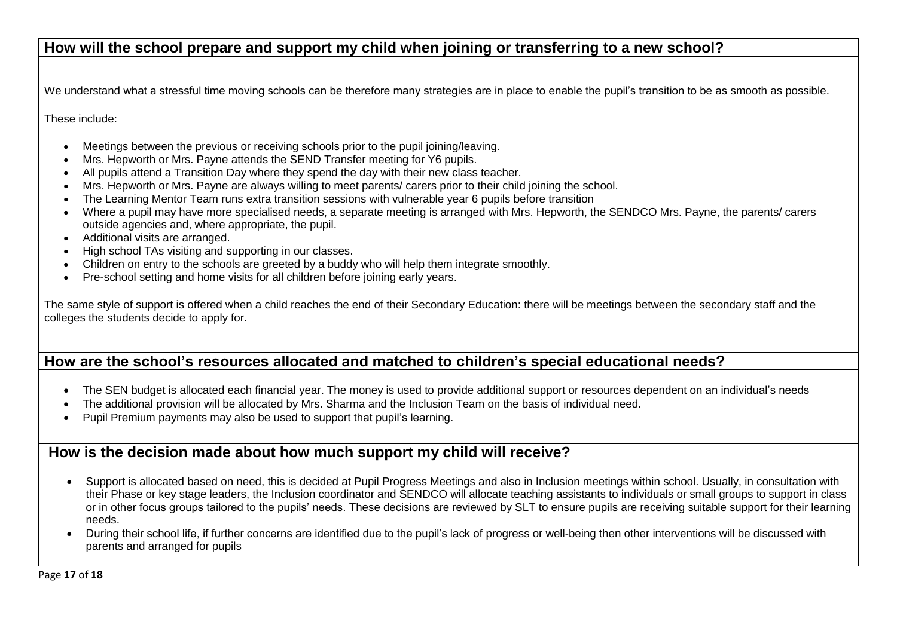## How will the school prepare and support my child when joining or transferring to a new school?

We understand what a stressful time moving schools can be therefore many strategies are in place to enable the pupil's transition to be as smooth as possible.

These include:

- Meetings between the previous or receiving schools prior to the pupil joining/leaving.
- Mrs. Hepworth or Mrs. Payne attends the SEND Transfer meeting for Y6 pupils.
- All pupils attend a Transition Day where they spend the day with their new class teacher.
- Mrs. Hepworth or Mrs. Payne are always willing to meet parents/ carers prior to their child joining the school.
- The Learning Mentor Team runs extra transition sessions with vulnerable year 6 pupils before transition
- Where a pupil may have more specialised needs, a separate meeting is arranged with Mrs. Hepworth, the SENDCO Mrs. Payne, the parents/ carers outside agencies and, where appropriate, the pupil.
- Additional visits are arranged.
- High school TAs visiting and supporting in our classes.
- Children on entry to the schools are greeted by a buddy who will help them integrate smoothly.
- Pre-school setting and home visits for all children before joining early years.

The same style of support is offered when a child reaches the end of their Secondary Education: there will be meetings between the secondary staff and the colleges the students decide to apply for.

## How are the school's resources allocated and matched to children's special educational needs?

- The SEN budget is allocated each financial year. The money is used to provide additional support or resources dependent on an individual's needs
- The additional provision will be allocated by Mrs. Sharma and the Inclusion Team on the basis of individual need.
- Pupil Premium payments may also be used to support that pupil's learning.

## How is the decision made about how much support my child will receive?

- Support is allocated based on need, this is decided at Pupil Progress Meetings and also in Inclusion meetings within school. Usually, in consultation with their Phase or key stage leaders, the Inclusion coordinator and SENDCO will allocate teaching assistants to individuals or small groups to support in class or in other focus groups tailored to the pupils' needs. These decisions are reviewed by SLT to ensure pupils are receiving suitable support for their learning needs.
- During their school life, if further concerns are identified due to the pupil's lack of progress or well-being then other interventions will be discussed with parents and arranged for pupils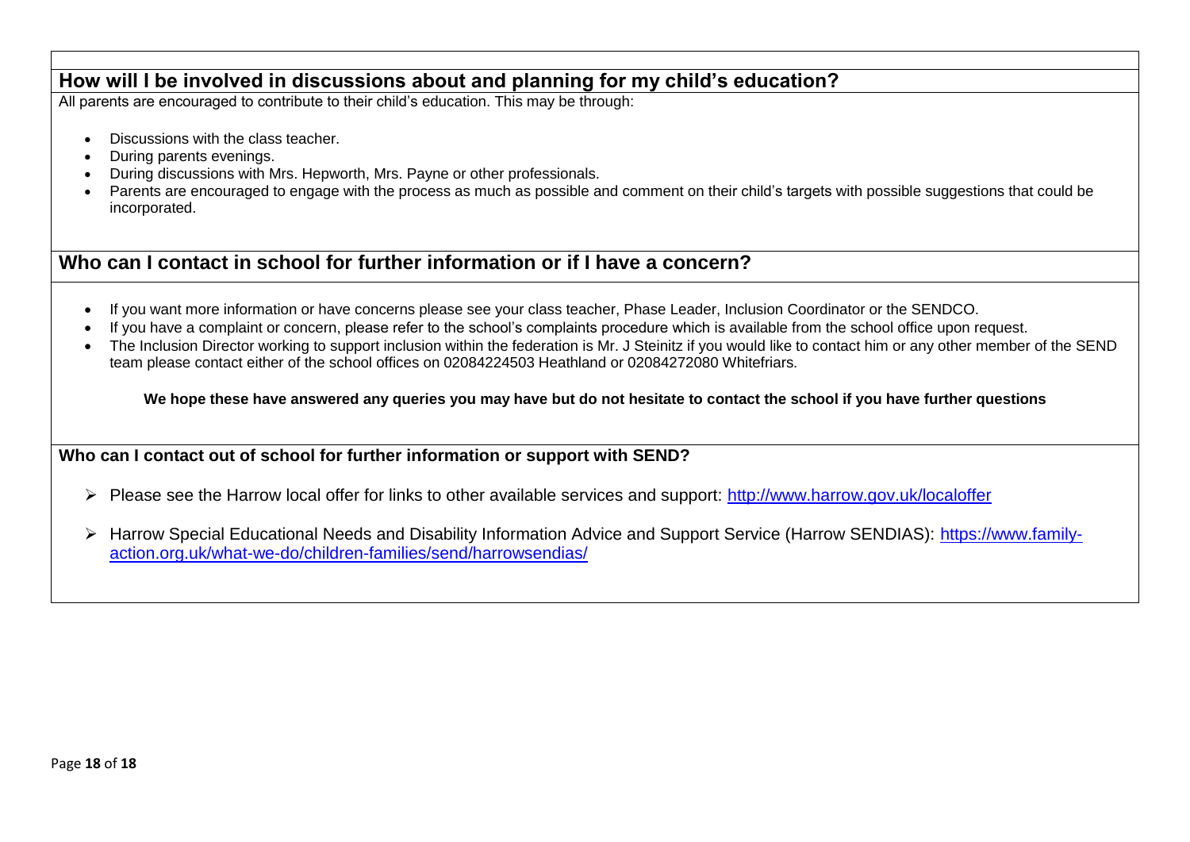## How will I be involved in discussions about and planning for my child's education?

All parents are encouraged to contribute to their child's education. This may be through:

- Discussions with the class teacher.
- During parents evenings.
- During discussions with Mrs. Hepworth, Mrs. Payne or other professionals.
- Parents are encouraged to engage with the process as much as possible and comment on their child's targets with possible suggestions that could be incorporated.

## Who can I contact in school for further information or if I have a concern?

- If you want more information or have concerns please see your class teacher, Phase Leader, Inclusion Coordinator or the SENDCO.
- If you have a complaint or concern, please refer to the school's complaints procedure which is available from the school office upon request.
- The Inclusion Director working to support inclusion within the federation is Mr. J Steinitz if you would like to contact him or any other member of the SEND team please contact either of the school offices on 02084224503 Heathland or 02084272080 Whitefriars.

**We hope these have answered any queries you may have but do not hesitate to contact the school if you have further questions**

**Who can I contact out of school for further information or support with SEND?**

- Please see the Harrow local offer for links to other available services and support: [http://www.harrow.gov.uk/localoffer](http://www.harrow.gov.uk/localoffer)
- Harrow Special Educational Needs and Disability Information Advice and Support Service (Harrow SENDIAS): [https://www.family-action.org.uk/what-we-do/children-families/send/harrowsendias/](https://www.family-action.org.uk/what-we-do/children-families/send/harrowsendias/)